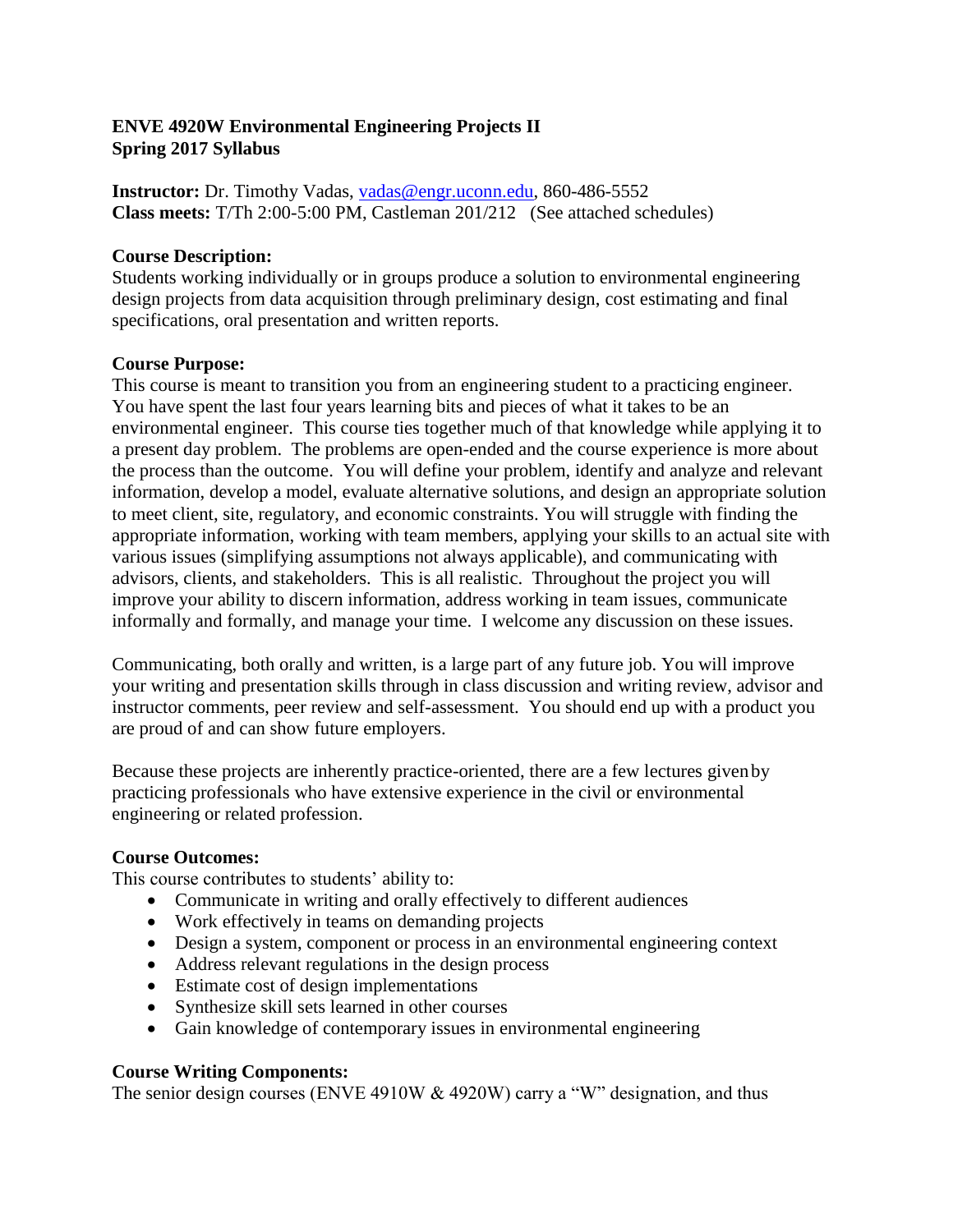**ENVE 4920W Environmental Engineering Projects II**
**Spring 2017 Syllabus**

**Instructor:** Dr. Timothy Vadas, vadas@engr.uconn.edu, 860-486-5552
**Class meets:** T/Th 2:00-5:00 PM, Castleman 201/212 (See attached schedules)

**Course Description:**
Students working individually or in groups produce a solution to environmental engineering design projects from data acquisition through preliminary design, cost estimating and final specifications, oral presentation and written reports.

**Course Purpose:**
This course is meant to transition you from an engineering student to a practicing engineer. You have spent the last four years learning bits and pieces of what it takes to be an environmental engineer. This course ties together much of that knowledge while applying it to a present day problem. The problems are open-ended and the course experience is more about the process than the outcome. You will define your problem, identify and analyze and relevant information, develop a model, evaluate alternative solutions, and design an appropriate solution to meet client, site, regulatory, and economic constraints. You will struggle with finding the appropriate information, working with team members, applying your skills to an actual site with various issues (simplifying assumptions not always applicable), and communicating with advisors, clients, and stakeholders. This is all realistic. Throughout the project you will improve your ability to discern information, address working in team issues, communicate informally and formally, and manage your time. I welcome any discussion on these issues.

Communicating, both orally and written, is a large part of any future job. You will improve your writing and presentation skills through in class discussion and writing review, advisor and instructor comments, peer review and self-assessment. You should end up with a product you are proud of and can show future employers.

Because these projects are inherently practice-oriented, there are a few lectures given by practicing professionals who have extensive experience in the civil or environmental engineering or related profession.

**Course Outcomes:**
This course contributes to students' ability to:

- Communicate in writing and orally effectively to different audiences
- Work effectively in teams on demanding projects
- Design a system, component or process in an environmental engineering context
- Address relevant regulations in the design process
- Estimate cost of design implementations
- Synthesize skill sets learned in other courses
- Gain knowledge of contemporary issues in environmental engineering

**Course Writing Components:**
The senior design courses (ENVE 4910W & 4920W) carry a "W" designation, and thus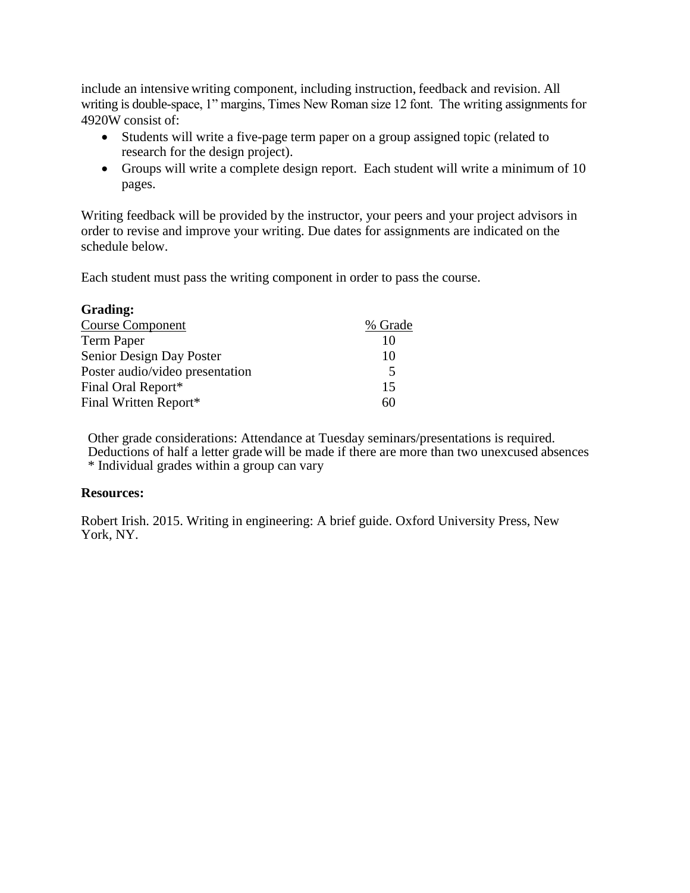include an intensive writing component, including instruction, feedback and revision. All writing is double-space, 1" margins, Times New Roman size 12 font. The writing assignments for 4920W consist of:

- Students will write a five-page term paper on a group assigned topic (related to research for the design project).
- Groups will write a complete design report. Each student will write a minimum of 10 pages.

Writing feedback will be provided by the instructor, your peers and your project advisors in order to revise and improve your writing. Due dates for assignments are indicated on the schedule below.

Each student must pass the writing component in order to pass the course.

**Grading:**

| Course Component | % Grade |
|---|---|
| Term Paper | 10 |
| Senior Design Day Poster | 10 |
| Poster audio/video presentation | 5 |
| Final Oral Report* | 15 |
| Final Written Report* | 60 |

Other grade considerations: Attendance at Tuesday seminars/presentations is required. Deductions of half a letter grade will be made if there are more than two unexcused absences
* Individual grades within a group can vary

**Resources:**

Robert Irish. 2015. Writing in engineering: A brief guide. Oxford University Press, New York, NY.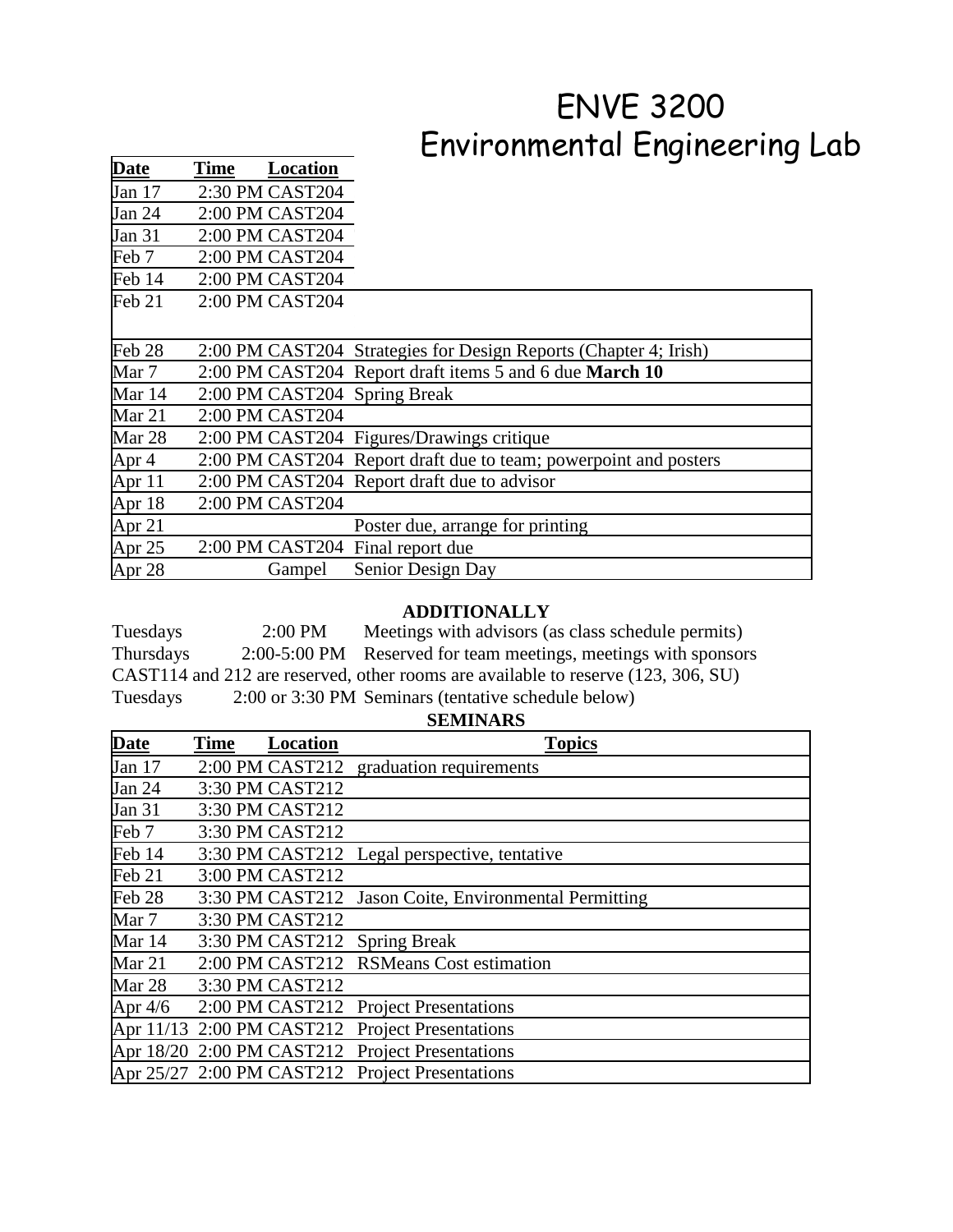# ENVE 3200
# Environmental Engineering Lab

| Date | Time | Location | |
|---|---|---|---|
| Jan 17 | 2:30 PM | CAST204 | |
| Jan 24 | 2:00 PM | CAST204 | |
| Jan 31 | 2:00 PM | CAST204 | |
| Feb 7 | 2:00 PM | CAST204 | |
| Feb 14 | 2:00 PM | CAST204 | |
| Feb 21 | 2:00 PM | CAST204 | |
| Feb 28 | 2:00 PM | CAST204 | Strategies for Design Reports (Chapter 4; Irish) |
| Mar 7 | 2:00 PM | CAST204 | Report draft items 5 and 6 due **March 10** |
| Mar 14 | 2:00 PM | CAST204 | Spring Break |
| Mar 21 | 2:00 PM | CAST204 | |
| Mar 28 | 2:00 PM | CAST204 | Figures/Drawings critique |
| Apr 4 | 2:00 PM | CAST204 | Report draft due to team; powerpoint and posters |
| Apr 11 | 2:00 PM | CAST204 | Report draft due to advisor |
| Apr 18 | 2:00 PM | CAST204 | |
| Apr 21 | | | Poster due, arrange for printing |
| Apr 25 | 2:00 PM | CAST204 | Final report due |
| Apr 28 | | Gampel | Senior Design Day |

**ADDITIONALLY**

Tuesdays 2:00 PM Meetings with advisors (as class schedule permits)

Thursdays 2:00-5:00 PM Reserved for team meetings, meetings with sponsors

CAST114 and 212 are reserved, other rooms are available to reserve (123, 306, SU)

Tuesdays 2:00 or 3:30 PM Seminars (tentative schedule below)

**SEMINARS**

| Date | Time | Location | Topics |
|---|---|---|---|
| Jan 17 | 2:00 PM | CAST212 | graduation requirements |
| Jan 24 | 3:30 PM | CAST212 | |
| Jan 31 | 3:30 PM | CAST212 | |
| Feb 7 | 3:30 PM | CAST212 | |
| Feb 14 | 3:30 PM | CAST212 | Legal perspective, tentative |
| Feb 21 | 3:00 PM | CAST212 | |
| Feb 28 | 3:30 PM | CAST212 | Jason Coite, Environmental Permitting |
| Mar 7 | 3:30 PM | CAST212 | |
| Mar 14 | 3:30 PM | CAST212 | Spring Break |
| Mar 21 | 2:00 PM | CAST212 | RSMeans Cost estimation |
| Mar 28 | 3:30 PM | CAST212 | |
| Apr 4/6 | 2:00 PM | CAST212 | Project Presentations |
| Apr 11/13 | 2:00 PM | CAST212 | Project Presentations |
| Apr 18/20 | 2:00 PM | CAST212 | Project Presentations |
| Apr 25/27 | 2:00 PM | CAST212 | Project Presentations |